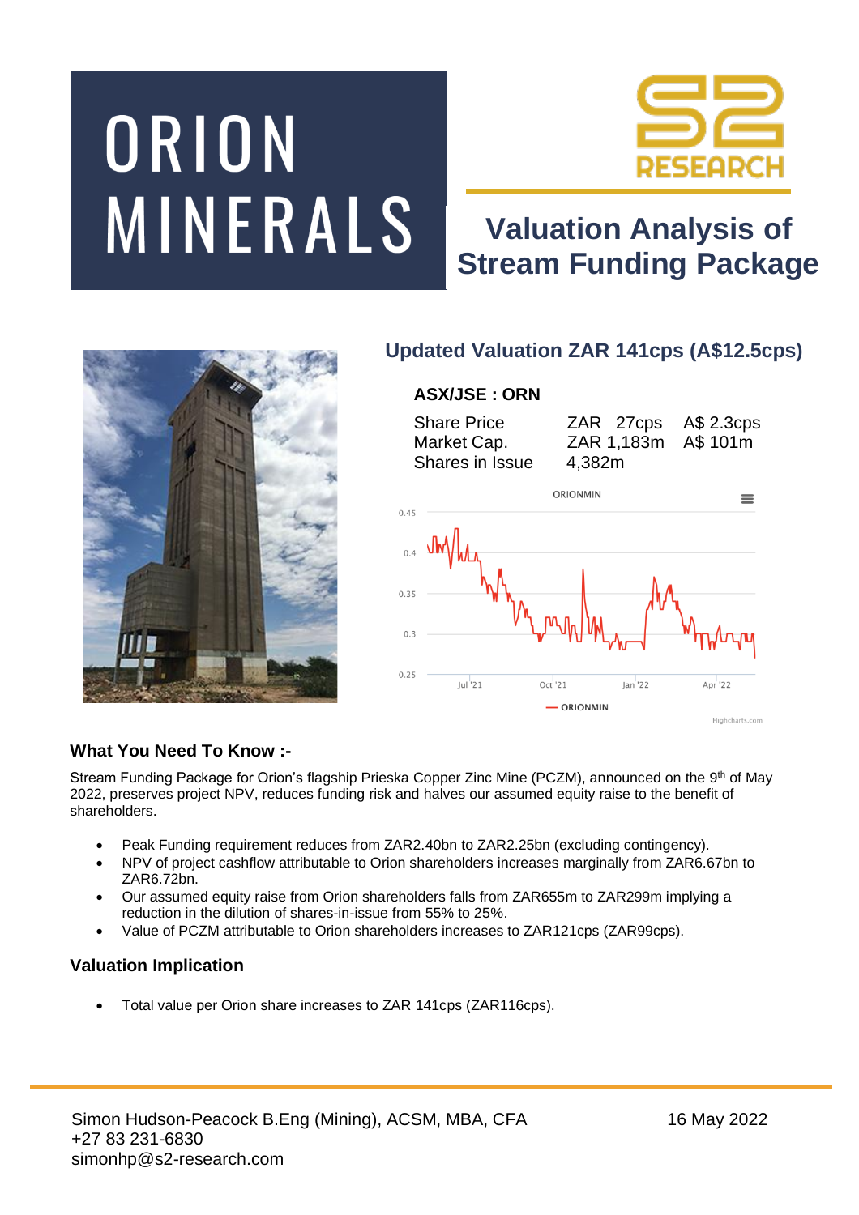# ORION MINERALS

S2 RESEARCH

## Valuation Analysis of Stream Funding Package

### Updated Valuation ZAR 141cps (A$12.5cps)

**ASX/JSE : ORN**

| | | |
|---|---|---|
| Share Price | ZAR 27cps | A$ 2.3cps |
| Market Cap. | ZAR 1,183m | A$ 101m |
| Shares in Issue | 4,382m | |

ORIONMIN

0.45
0.4
0.35
0.3
0.25

Jul '21 Oct '21 Jan '22 Apr '22

— ORIONMIN

Highcharts.com

### What You Need To Know :-

Stream Funding Package for Orion's flagship Prieska Copper Zinc Mine (PCZM), announced on the 9th of May 2022, preserves project NPV, reduces funding risk and halves our assumed equity raise to the benefit of shareholders.

- Peak Funding requirement reduces from ZAR2.40bn to ZAR2.25bn (excluding contingency).
- NPV of project cashflow attributable to Orion shareholders increases marginally from ZAR6.67bn to ZAR6.72bn.
- Our assumed equity raise from Orion shareholders falls from ZAR655m to ZAR299m implying a reduction in the dilution of shares-in-issue from 55% to 25%.
- Value of PCZM attributable to Orion shareholders increases to ZAR121cps (ZAR99cps).

### Valuation Implication

- Total value per Orion share increases to ZAR 141cps (ZAR116cps).

Simon Hudson-Peacock B.Eng (Mining), ACSM, MBA, CFA
+27 83 231-6830
simonhp@s2-research.com

16 May 2022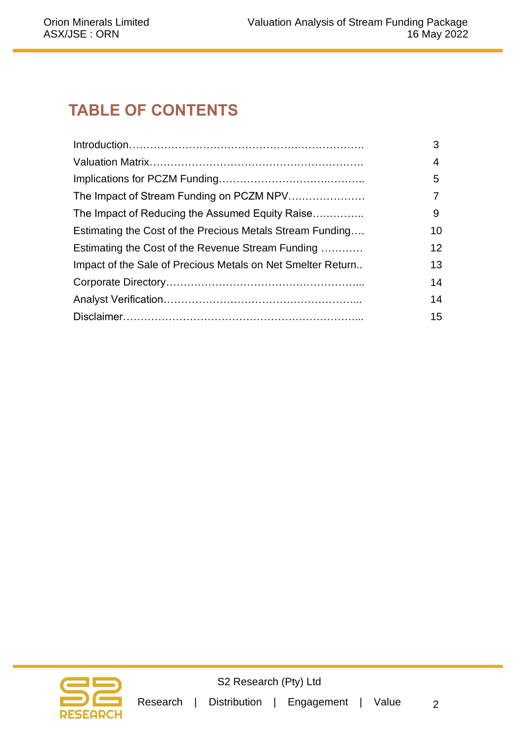# TABLE OF CONTENTS

| | |
|---|---|
| Introduction | 3 |
| Valuation Matrix | 4 |
| Implications for PCZM Funding | 5 |
| The Impact of Stream Funding on PCZM NPV | 7 |
| The Impact of Reducing the Assumed Equity Raise | 9 |
| Estimating the Cost of the Precious Metals Stream Funding | 10 |
| Estimating the Cost of the Revenue Stream Funding | 12 |
| Impact of the Sale of Precious Metals on Net Smelter Return | 13 |
| Corporate Directory | 14 |
| Analyst Verification | 14 |
| Disclaimer | 15 |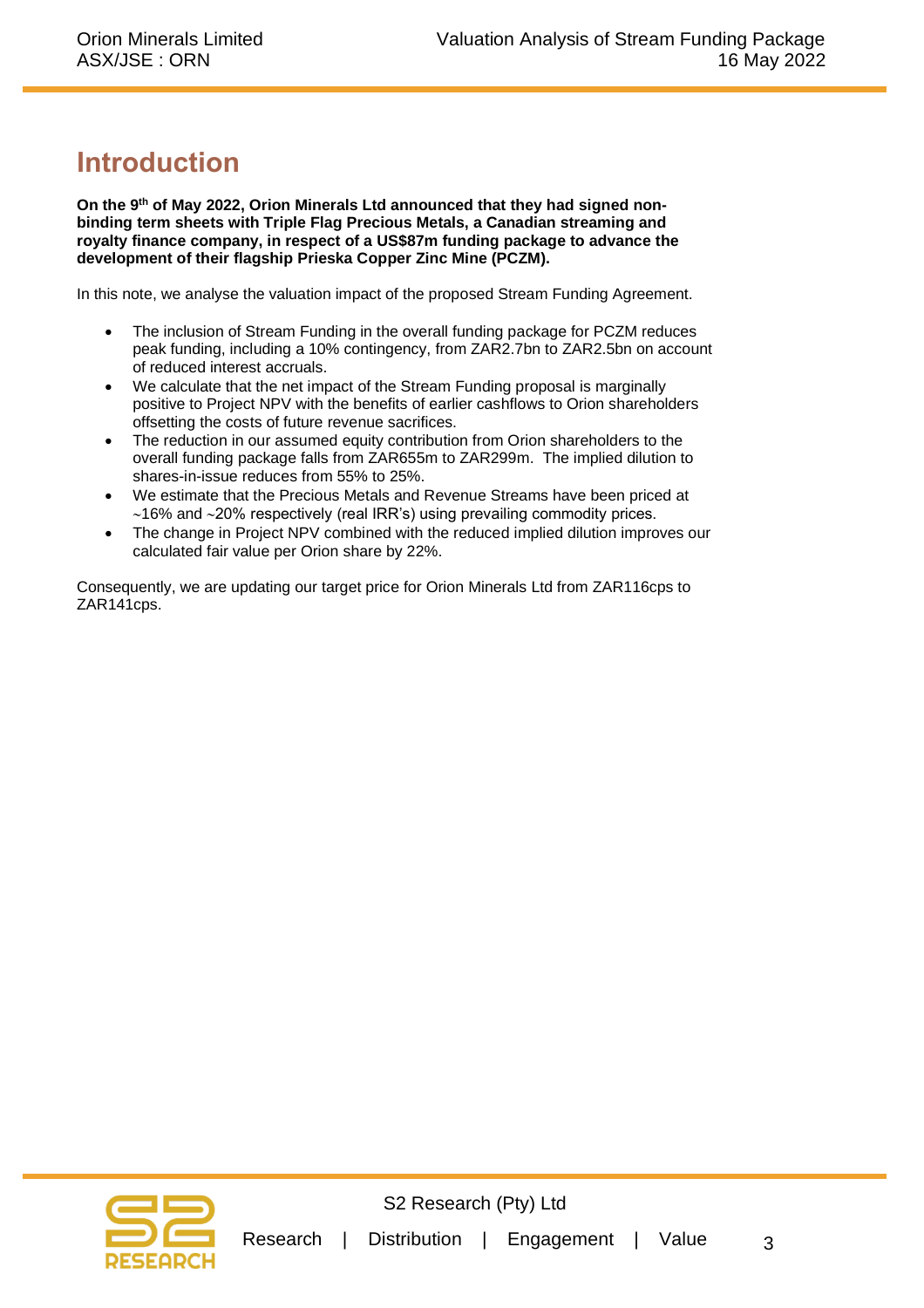# Introduction

**On the 9th of May 2022, Orion Minerals Ltd announced that they had signed non-binding term sheets with Triple Flag Precious Metals, a Canadian streaming and royalty finance company, in respect of a US$87m funding package to advance the development of their flagship Prieska Copper Zinc Mine (PCZM).**

In this note, we analyse the valuation impact of the proposed Stream Funding Agreement.

- The inclusion of Stream Funding in the overall funding package for PCZM reduces peak funding, including a 10% contingency, from ZAR2.7bn to ZAR2.5bn on account of reduced interest accruals.
- We calculate that the net impact of the Stream Funding proposal is marginally positive to Project NPV with the benefits of earlier cashflows to Orion shareholders offsetting the costs of future revenue sacrifices.
- The reduction in our assumed equity contribution from Orion shareholders to the overall funding package falls from ZAR655m to ZAR299m. The implied dilution to shares-in-issue reduces from 55% to 25%.
- We estimate that the Precious Metals and Revenue Streams have been priced at ~16% and ~20% respectively (real IRR's) using prevailing commodity prices.
- The change in Project NPV combined with the reduced implied dilution improves our calculated fair value per Orion share by 22%.

Consequently, we are updating our target price for Orion Minerals Ltd from ZAR116cps to ZAR141cps.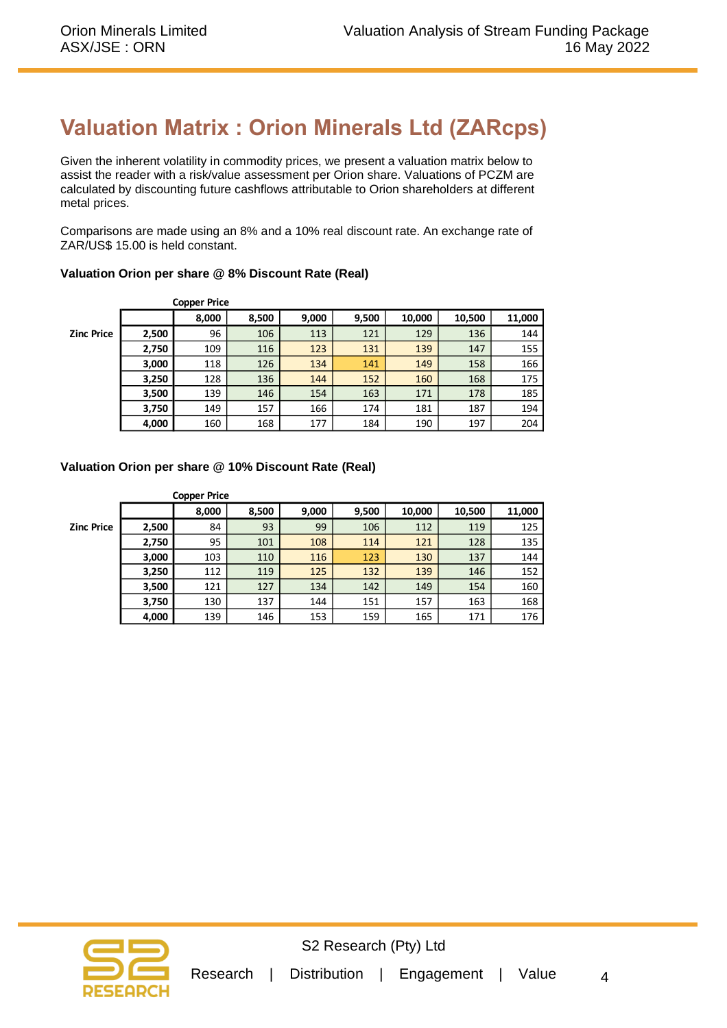# Valuation Matrix : Orion Minerals Ltd (ZARcps)

Given the inherent volatility in commodity prices, we present a valuation matrix below to assist the reader with a risk/value assessment per Orion share. Valuations of PCZM are calculated by discounting future cashflows attributable to Orion shareholders at different metal prices.

Comparisons are made using an 8% and a 10% real discount rate. An exchange rate of ZAR/US$ 15.00 is held constant.

**Valuation Orion per share @ 8% Discount Rate (Real)**

| | | Copper Price | | | | | | |
|---|---|---|---|---|---|---|---|---|
| | | **8,000** | **8,500** | **9,000** | **9,500** | **10,000** | **10,500** | **11,000** |
| **Zinc Price** | **2,500** | 96 | 106 | 113 | 121 | 129 | 136 | 144 |
| | **2,750** | 109 | 116 | 123 | 131 | 139 | 147 | 155 |
| | **3,000** | 118 | 126 | 134 | 141 | 149 | 158 | 166 |
| | **3,250** | 128 | 136 | 144 | 152 | 160 | 168 | 175 |
| | **3,500** | 139 | 146 | 154 | 163 | 171 | 178 | 185 |
| | **3,750** | 149 | 157 | 166 | 174 | 181 | 187 | 194 |
| | **4,000** | 160 | 168 | 177 | 184 | 190 | 197 | 204 |

**Valuation Orion per share @ 10% Discount Rate (Real)**

| | | Copper Price | | | | | | |
|---|---|---|---|---|---|---|---|---|
| | | **8,000** | **8,500** | **9,000** | **9,500** | **10,000** | **10,500** | **11,000** |
| **Zinc Price** | **2,500** | 84 | 93 | 99 | 106 | 112 | 119 | 125 |
| | **2,750** | 95 | 101 | 108 | 114 | 121 | 128 | 135 |
| | **3,000** | 103 | 110 | 116 | 123 | 130 | 137 | 144 |
| | **3,250** | 112 | 119 | 125 | 132 | 139 | 146 | 152 |
| | **3,500** | 121 | 127 | 134 | 142 | 149 | 154 | 160 |
| | **3,750** | 130 | 137 | 144 | 151 | 157 | 163 | 168 |
| | **4,000** | 139 | 146 | 153 | 159 | 165 | 171 | 176 |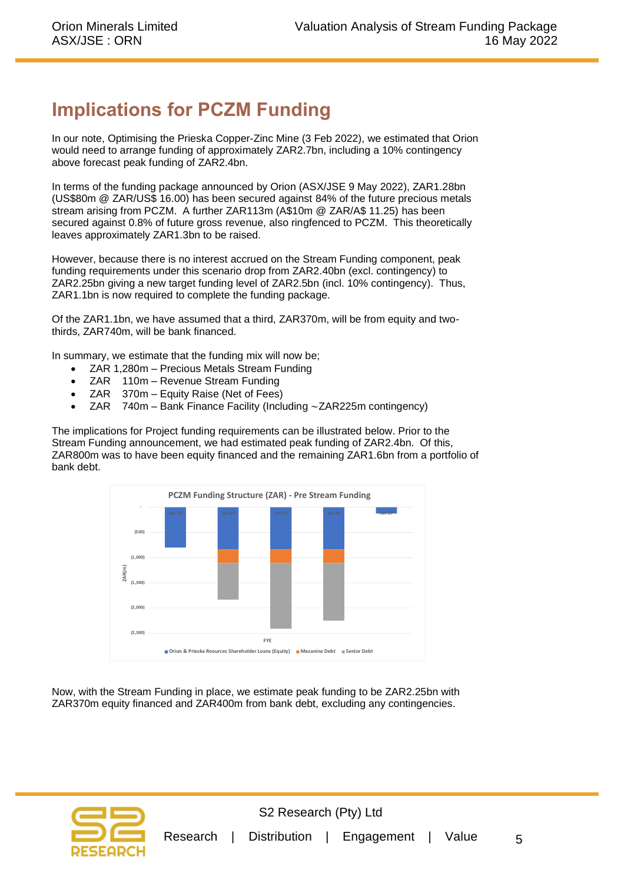# Implications for PCZM Funding

In our note, Optimising the Prieska Copper-Zinc Mine (3 Feb 2022), we estimated that Orion would need to arrange funding of approximately ZAR2.7bn, including a 10% contingency above forecast peak funding of ZAR2.4bn.

In terms of the funding package announced by Orion (ASX/JSE 9 May 2022), ZAR1.28bn (US$80m @ ZAR/US$ 16.00) has been secured against 84% of the future precious metals stream arising from PCZM. A further ZAR113m (A$10m @ ZAR/A$ 11.25) has been secured against 0.8% of future gross revenue, also ringfenced to PCZM. This theoretically leaves approximately ZAR1.3bn to be raised.

However, because there is no interest accrued on the Stream Funding component, peak funding requirements under this scenario drop from ZAR2.40bn (excl. contingency) to ZAR2.25bn giving a new target funding level of ZAR2.5bn (incl. 10% contingency). Thus, ZAR1.1bn is now required to complete the funding package.

Of the ZAR1.1bn, we have assumed that a third, ZAR370m, will be from equity and two-thirds, ZAR740m, will be bank financed.

In summary, we estimate that the funding mix will now be;

- ZAR 1,280m – Precious Metals Stream Funding
- ZAR 110m – Revenue Stream Funding
- ZAR 370m – Equity Raise (Net of Fees)
- ZAR 740m – Bank Finance Facility (Including ~ZAR225m contingency)

The implications for Project funding requirements can be illustrated below. Prior to the Stream Funding announcement, we had estimated peak funding of ZAR2.4bn. Of this, ZAR800m was to have been equity financed and the remaining ZAR1.6bn from a portfolio of bank debt.

PCZM Funding Structure (ZAR) - Pre Stream Funding

ZAR(m)

-
(500)
(1,000)
(1,500)
(2,000)
(2,500)

Jun-23
Jun-24
Jun-25
Jun-26
Jun-27

FYE

Orion & Prieska Reources Shareholder Loans (Equity)
Mezanine Debt
Senior Debt

Now, with the Stream Funding in place, we estimate peak funding to be ZAR2.25bn with ZAR370m equity financed and ZAR400m from bank debt, excluding any contingencies.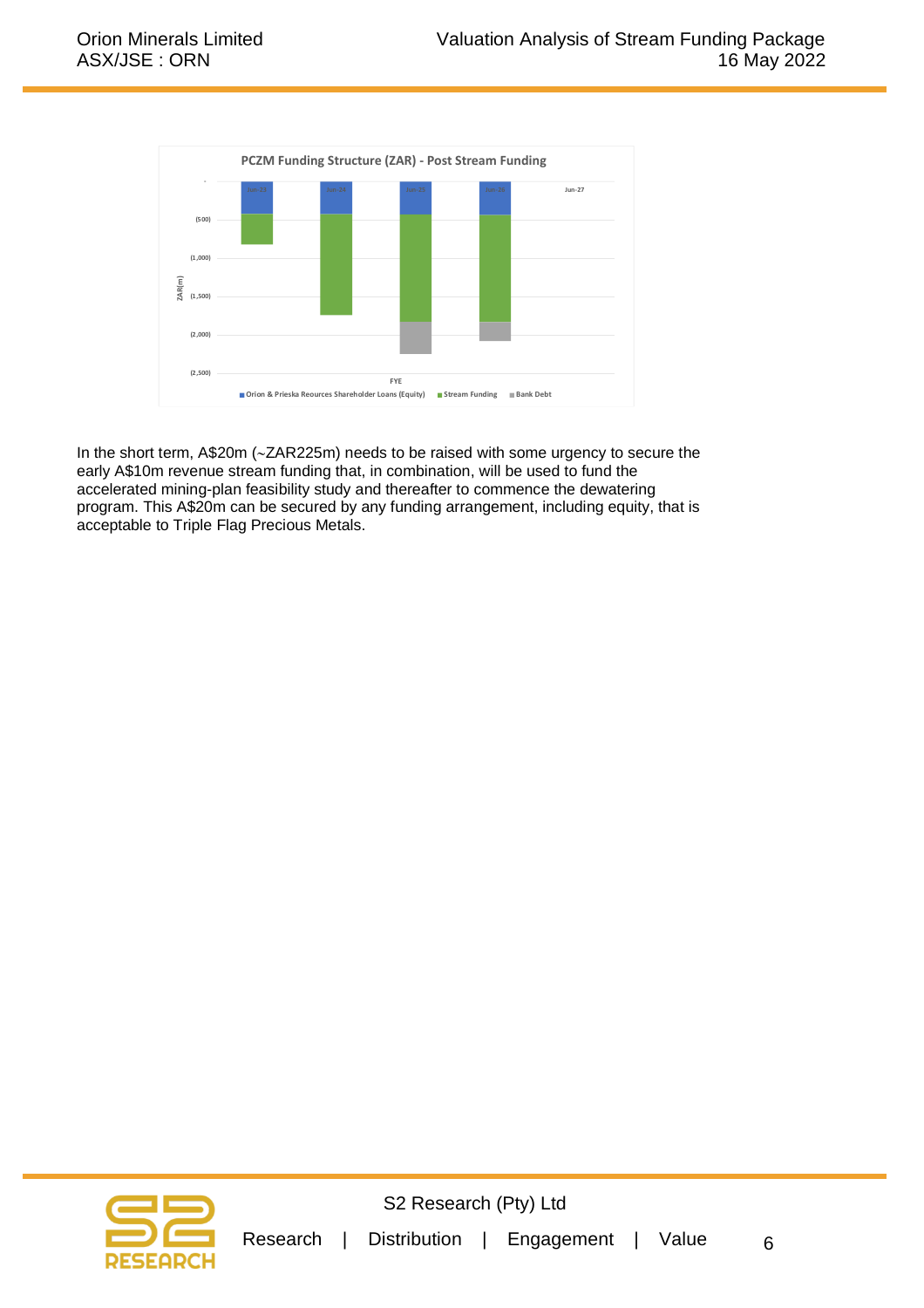PCZM Funding Structure (ZAR) - Post Stream Funding

ZAR(m)

-
(500)
(1,000)
(1,500)
(2,000)
(2,500)

Jun-23
Jun-24
Jun-25
Jun-26
Jun-27

FYE

Orion & Prieska Reources Shareholder Loans (Equity)
Stream Funding
Bank Debt

In the short term, A$20m (~ZAR225m) needs to be raised with some urgency to secure the early A$10m revenue stream funding that, in combination, will be used to fund the accelerated mining-plan feasibility study and thereafter to commence the dewatering program. This A$20m can be secured by any funding arrangement, including equity, that is acceptable to Triple Flag Precious Metals.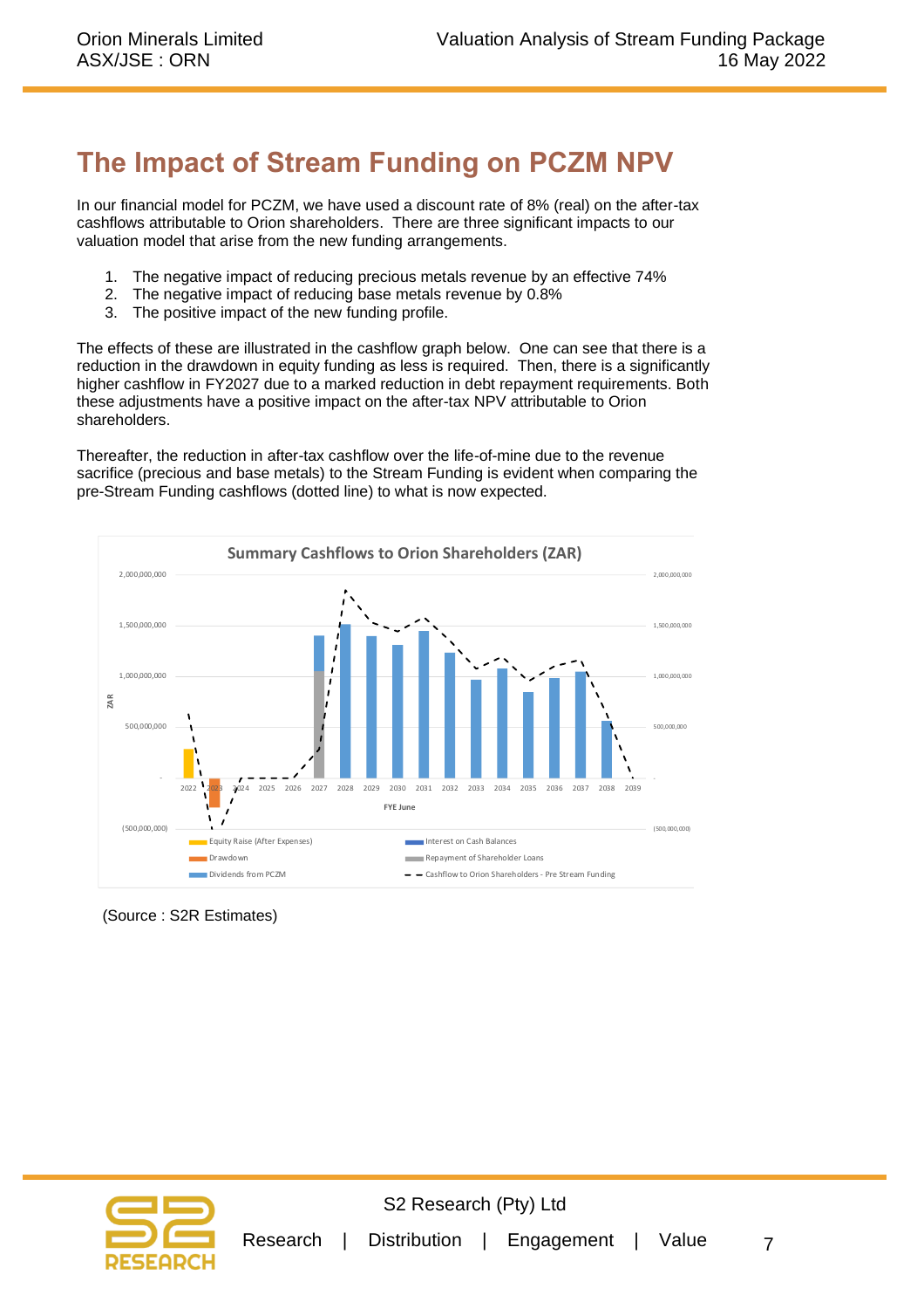# The Impact of Stream Funding on PCZM NPV

In our financial model for PCZM, we have used a discount rate of 8% (real) on the after-tax cashflows attributable to Orion shareholders. There are three significant impacts to our valuation model that arise from the new funding arrangements.

1. The negative impact of reducing precious metals revenue by an effective 74%
2. The negative impact of reducing base metals revenue by 0.8%
3. The positive impact of the new funding profile.

The effects of these are illustrated in the cashflow graph below. One can see that there is a reduction in the drawdown in equity funding as less is required. Then, there is a significantly higher cashflow in FY2027 due to a marked reduction in debt repayment requirements. Both these adjustments have a positive impact on the after-tax NPV attributable to Orion shareholders.

Thereafter, the reduction in after-tax cashflow over the life-of-mine due to the revenue sacrifice (precious and base metals) to the Stream Funding is evident when comparing the pre-Stream Funding cashflows (dotted line) to what is now expected.

Summary Cashflows to Orion Shareholders (ZAR)

ZAR

2,000,000,000
1,500,000,000
1,000,000,000
500,000,000
-
(500,000,000)

2022 2023 2024 2025 2026 2027 2028 2029 2030 2031 2032 2033 2034 2035 2036 2037 2038 2039

FYE June

Equity Raise (After Expenses)
Interest on Cash Balances
Drawdown
Repayment of Shareholder Loans
Dividends from PCZM
Cashflow to Orion Shareholders - Pre Stream Funding

(Source : S2R Estimates)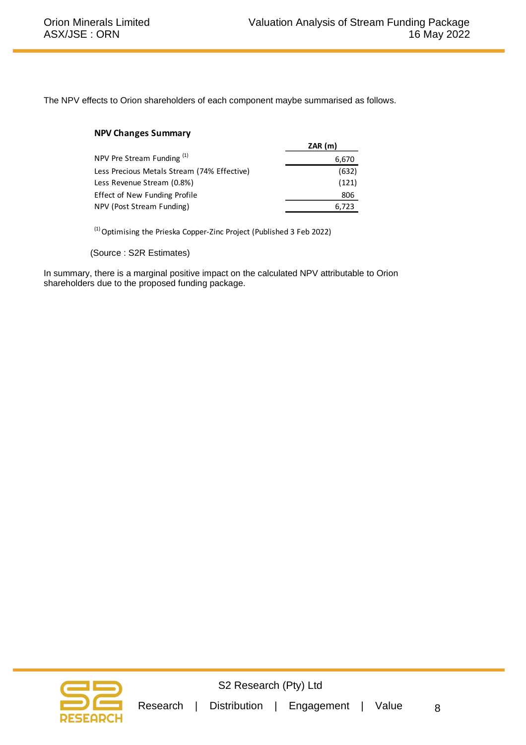The NPV effects to Orion shareholders of each component maybe summarised as follows.

**NPV Changes Summary**

| | ZAR (m) |
|---|---|
| NPV Pre Stream Funding [1] | 6,670 |
| Less Precious Metals Stream (74% Effective) | (632) |
| Less Revenue Stream (0.8%) | (121) |
| Effect of New Funding Profile | 806 |
| NPV (Post Stream Funding) | 6,723 |

[1] Optimising the Prieska Copper-Zinc Project (Published 3 Feb 2022)

(Source : S2R Estimates)

In summary, there is a marginal positive impact on the calculated NPV attributable to Orion shareholders due to the proposed funding package.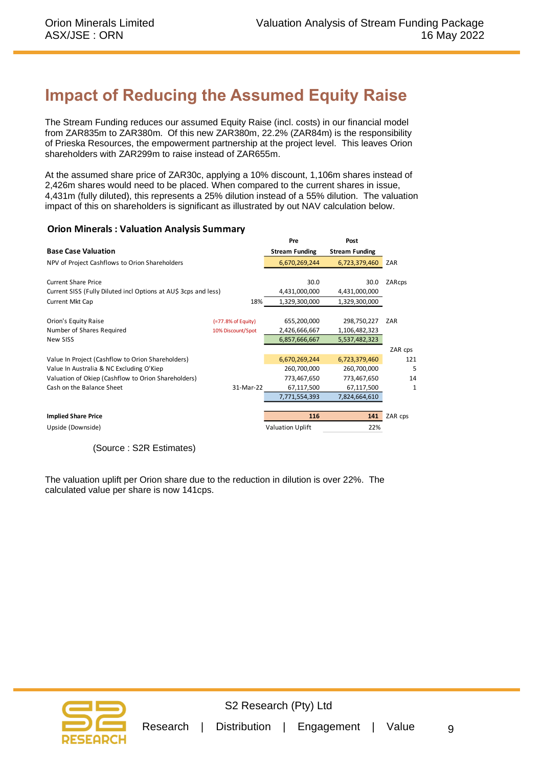# Impact of Reducing the Assumed Equity Raise

The Stream Funding reduces our assumed Equity Raise (incl. costs) in our financial model from ZAR835m to ZAR380m. Of this new ZAR380m, 22.2% (ZAR84m) is the responsibility of Prieska Resources, the empowerment partnership at the project level. This leaves Orion shareholders with ZAR299m to raise instead of ZAR655m.

At the assumed share price of ZAR30c, applying a 10% discount, 1,106m shares instead of 2,426m shares would need to be placed. When compared to the current shares in issue, 4,431m (fully diluted), this represents a 25% dilution instead of a 55% dilution. The valuation impact of this on shareholders is significant as illustrated by out NAV calculation below.

### Orion Minerals : Valuation Analysis Summary

| **Base Case Valuation** | | **Pre Stream Funding** | **Post Stream Funding** | |
|---|---|---|---|---|
| NPV of Project Cashflows to Orion Shareholders | | 6,670,269,244 | 6,723,379,460 | ZAR |
| | | | | |
| Current Share Price | | 30.0 | 30.0 | ZARcps |
| Current SISS (Fully Diluted incl Options at AU$ 3cps and less) | | 4,431,000,000 | 4,431,000,000 | |
| Current Mkt Cap | 18% | 1,329,300,000 | 1,329,300,000 | |
| | | | | |
| Orion's Equity Raise | (=77.8% of Equity) | 655,200,000 | 298,750,227 | ZAR |
| Number of Shares Required | 10% Discount/Spot | 2,426,666,667 | 1,106,482,323 | |
| New SISS | | 6,857,666,667 | 5,537,482,323 | |
| | | | | ZAR cps |
| Value In Project (Cashflow to Orion Shareholders) | | 6,670,269,244 | 6,723,379,460 | 121 |
| Value In Australia & NC Excluding O'Kiep | | 260,700,000 | 260,700,000 | 5 |
| Valuation of Okiep (Cashflow to Orion Shareholders) | | 773,467,650 | 773,467,650 | 14 |
| Cash on the Balance Sheet | 31-Mar-22 | 67,117,500 | 67,117,500 | 1 |
| | | 7,771,554,393 | 7,824,664,610 | |
| | | | | |
| **Implied Share Price** | | **116** | **141** | ZAR cps |
| Upside (Downside) | | Valuation Uplift | 22% | |

(Source : S2R Estimates)

The valuation uplift per Orion share due to the reduction in dilution is over 22%. The calculated value per share is now 141cps.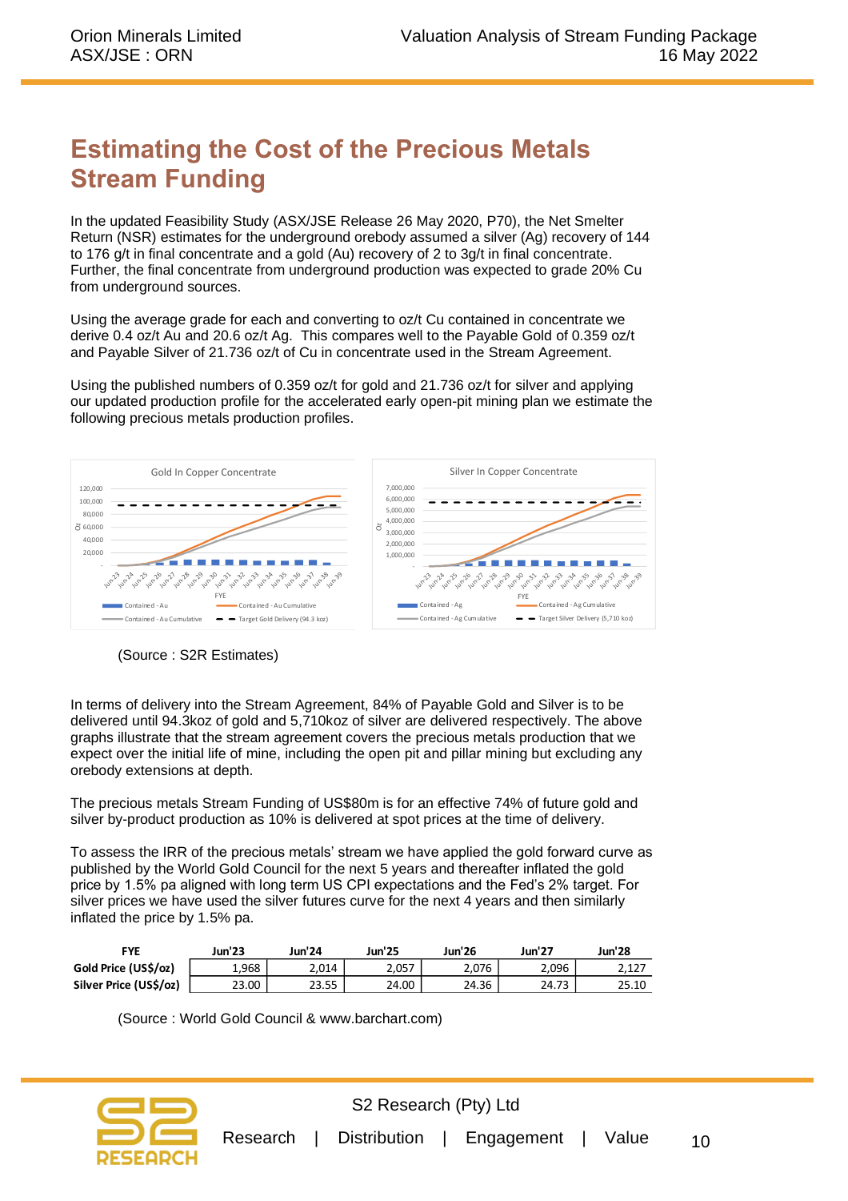# Estimating the Cost of the Precious Metals Stream Funding

In the updated Feasibility Study (ASX/JSE Release 26 May 2020, P70), the Net Smelter Return (NSR) estimates for the underground orebody assumed a silver (Ag) recovery of 144 to 176 g/t in final concentrate and a gold (Au) recovery of 2 to 3g/t in final concentrate. Further, the final concentrate from underground production was expected to grade 20% Cu from underground sources.

Using the average grade for each and converting to oz/t Cu contained in concentrate we derive 0.4 oz/t Au and 20.6 oz/t Ag. This compares well to the Payable Gold of 0.359 oz/t and Payable Silver of 21.736 oz/t of Cu in concentrate used in the Stream Agreement.

Using the published numbers of 0.359 oz/t for gold and 21.736 oz/t for silver and applying our updated production profile for the accelerated early open-pit mining plan we estimate the following precious metals production profiles.

Gold In Copper Concentrate

120,000
100,000
80,000
60,000
40,000
20,000
-

Oz

Jun-23 Jun-24 Jun-25 Jun-26 Jun-27 Jun-28 Jun-29 Jun-30 Jun-31 Jun-32 Jun-33 Jun-34 Jun-35 Jun-36 Jun-37 Jun-38 Jun-39

FYE

Contained - Au
Contained - Au Cumulative
Contained - Au Cumulative
Target Gold Delivery (94.3 koz)

Silver In Copper Concentrate

7,000,000
6,000,000
5,000,000
4,000,000
3,000,000
2,000,000
1,000,000
-

Oz

Jun-23 Jun-24 Jun-25 Jun-26 Jun-27 Jun-28 Jun-29 Jun-30 Jun-31 Jun-32 Jun-33 Jun-34 Jun-35 Jun-36 Jun-37 Jun-38 Jun-39

FYE

Contained - Ag
Contained - Ag Cumulative
Contained - Ag Cumulative
Target Silver Delivery (5,710 koz)

(Source : S2R Estimates)

In terms of delivery into the Stream Agreement, 84% of Payable Gold and Silver is to be delivered until 94.3koz of gold and 5,710koz of silver are delivered respectively. The above graphs illustrate that the stream agreement covers the precious metals production that we expect over the initial life of mine, including the open pit and pillar mining but excluding any orebody extensions at depth.

The precious metals Stream Funding of US$80m is for an effective 74% of future gold and silver by-product production as 10% is delivered at spot prices at the time of delivery.

To assess the IRR of the precious metals' stream we have applied the gold forward curve as published by the World Gold Council for the next 5 years and thereafter inflated the gold price by 1.5% pa aligned with long term US CPI expectations and the Fed's 2% target. For silver prices we have used the silver futures curve for the next 4 years and then similarly inflated the price by 1.5% pa.

| FYE | Jun'23 | Jun'24 | Jun'25 | Jun'26 | Jun'27 | Jun'28 |
|---|---|---|---|---|---|---|
| **Gold Price (US$/oz)** | 1,968 | 2,014 | 2,057 | 2,076 | 2,096 | 2,127 |
| **Silver Price (US$/oz)** | 23.00 | 23.55 | 24.00 | 24.36 | 24.73 | 25.10 |

(Source : World Gold Council & www.barchart.com)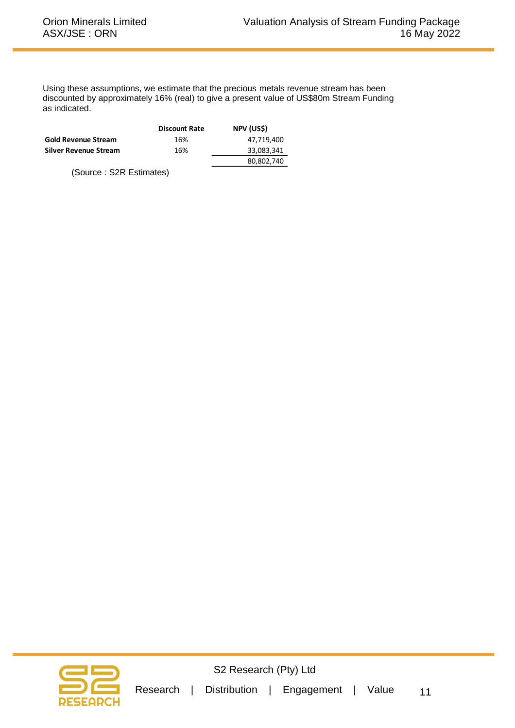Using these assumptions, we estimate that the precious metals revenue stream has been discounted by approximately 16% (real) to give a present value of US$80m Stream Funding as indicated.

| | Discount Rate | NPV (US$) |
|---|---|---|
| **Gold Revenue Stream** | 16% | 47,719,400 |
| **Silver Revenue Stream** | 16% | 33,083,341 |
| | | 80,802,740 |

(Source : S2R Estimates)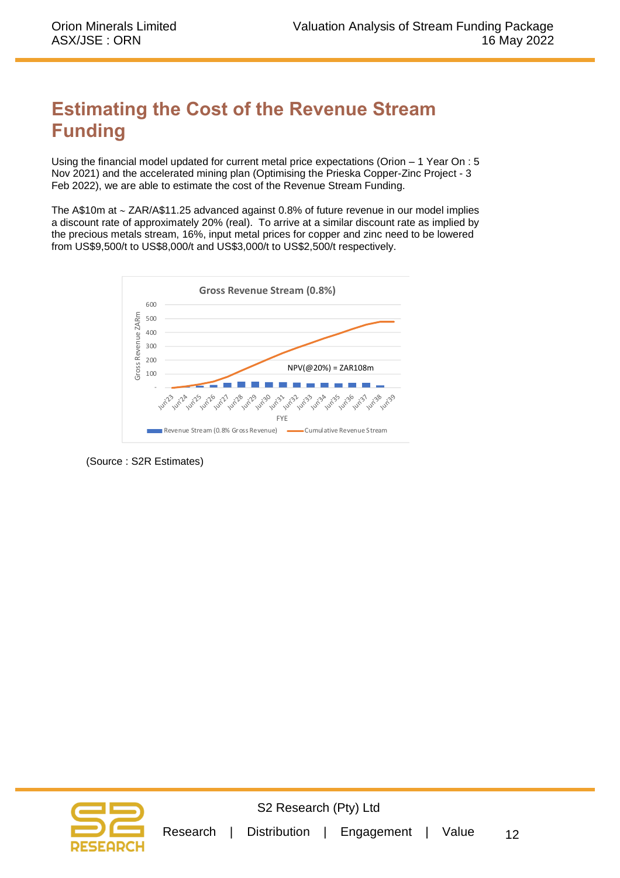# Estimating the Cost of the Revenue Stream Funding

Using the financial model updated for current metal price expectations (Orion – 1 Year On : 5 Nov 2021) and the accelerated mining plan (Optimising the Prieska Copper-Zinc Project - 3 Feb 2022), we are able to estimate the cost of the Revenue Stream Funding.

The A$10m at ~ ZAR/A$11.25 advanced against 0.8% of future revenue in our model implies a discount rate of approximately 20% (real). To arrive at a similar discount rate as implied by the precious metals stream, 16%, input metal prices for copper and zinc need to be lowered from US$9,500/t to US$8,000/t and US$3,000/t to US$2,500/t respectively.

Gross Revenue Stream (0.8%)

Gross Revenue ZARm

600
500
400
300
200
100
-

NPV(@20%) = ZAR108m

Jun'23 Jun'24 Jun'25 Jun'26 Jun'27 Jun'28 Jun'29 Jun'30 Jun'31 Jun'32 Jun'33 Jun'34 Jun'35 Jun'36 Jun'37 Jun'38 Jun'39

FYE

Revenue Stream (0.8% Gross Revenue) — Cumulative Revenue Stream

(Source : S2R Estimates)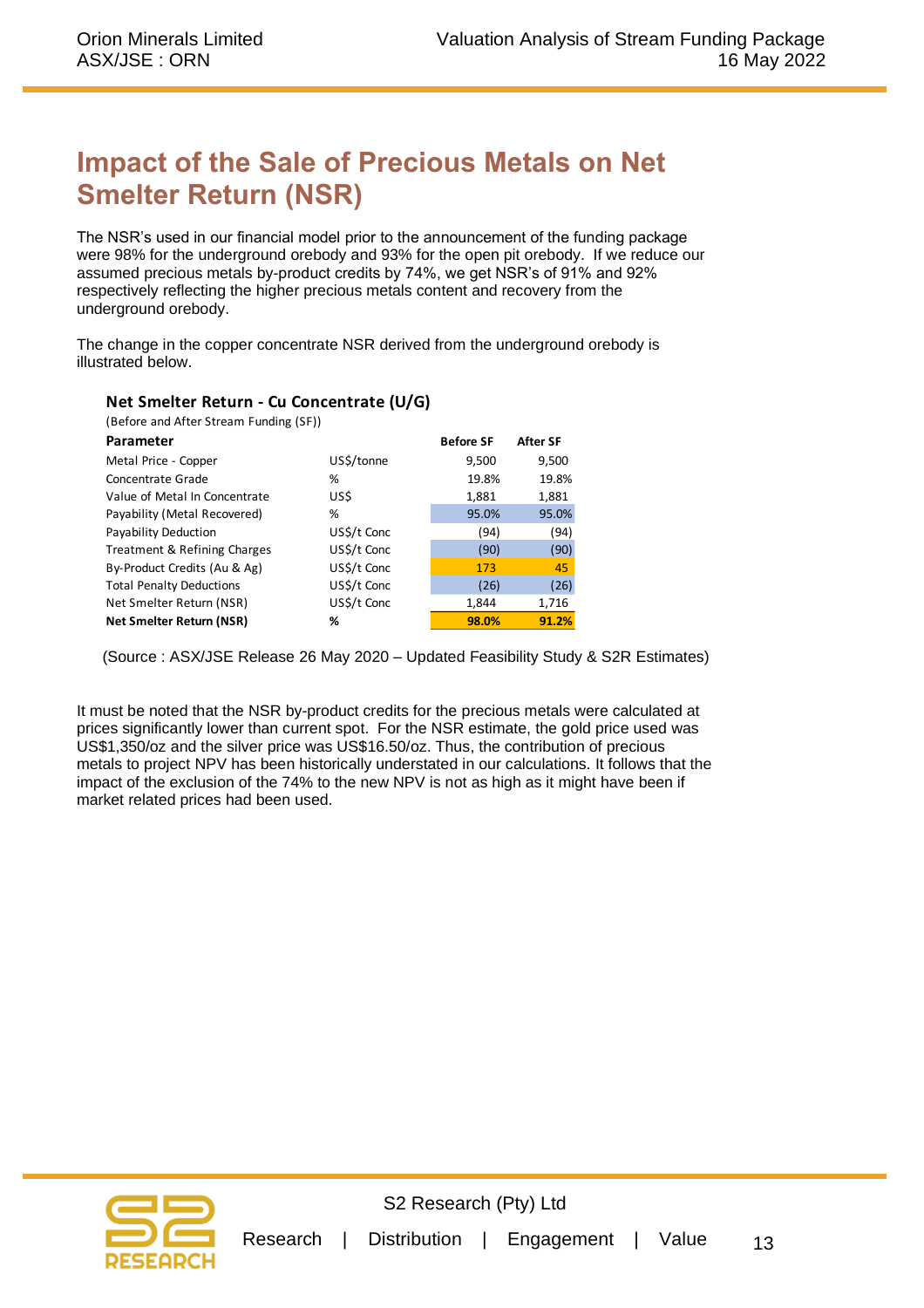# Impact of the Sale of Precious Metals on Net Smelter Return (NSR)

The NSR's used in our financial model prior to the announcement of the funding package were 98% for the underground orebody and 93% for the open pit orebody. If we reduce our assumed precious metals by-product credits by 74%, we get NSR's of 91% and 92% respectively reflecting the higher precious metals content and recovery from the underground orebody.

The change in the copper concentrate NSR derived from the underground orebody is illustrated below.

**Net Smelter Return - Cu Concentrate (U/G)**

(Before and After Stream Funding (SF))

| Parameter | | Before SF | After SF |
|---|---|---|---|
| Metal Price - Copper | US$/tonne | 9,500 | 9,500 |
| Concentrate Grade | % | 19.8% | 19.8% |
| Value of Metal In Concentrate | US$ | 1,881 | 1,881 |
| Payability (Metal Recovered) | % | 95.0% | 95.0% |
| Payability Deduction | US$/t Conc | (94) | (94) |
| Treatment & Refining Charges | US$/t Conc | (90) | (90) |
| By-Product Credits (Au & Ag) | US$/t Conc | 173 | 45 |
| Total Penalty Deductions | US$/t Conc | (26) | (26) |
| Net Smelter Return (NSR) | US$/t Conc | 1,844 | 1,716 |
| **Net Smelter Return (NSR)** | **%** | **98.0%** | **91.2%** |

(Source : ASX/JSE Release 26 May 2020 – Updated Feasibility Study & S2R Estimates)

It must be noted that the NSR by-product credits for the precious metals were calculated at prices significantly lower than current spot. For the NSR estimate, the gold price used was US$1,350/oz and the silver price was US$16.50/oz. Thus, the contribution of precious metals to project NPV has been historically understated in our calculations. It follows that the impact of the exclusion of the 74% to the new NPV is not as high as it might have been if market related prices had been used.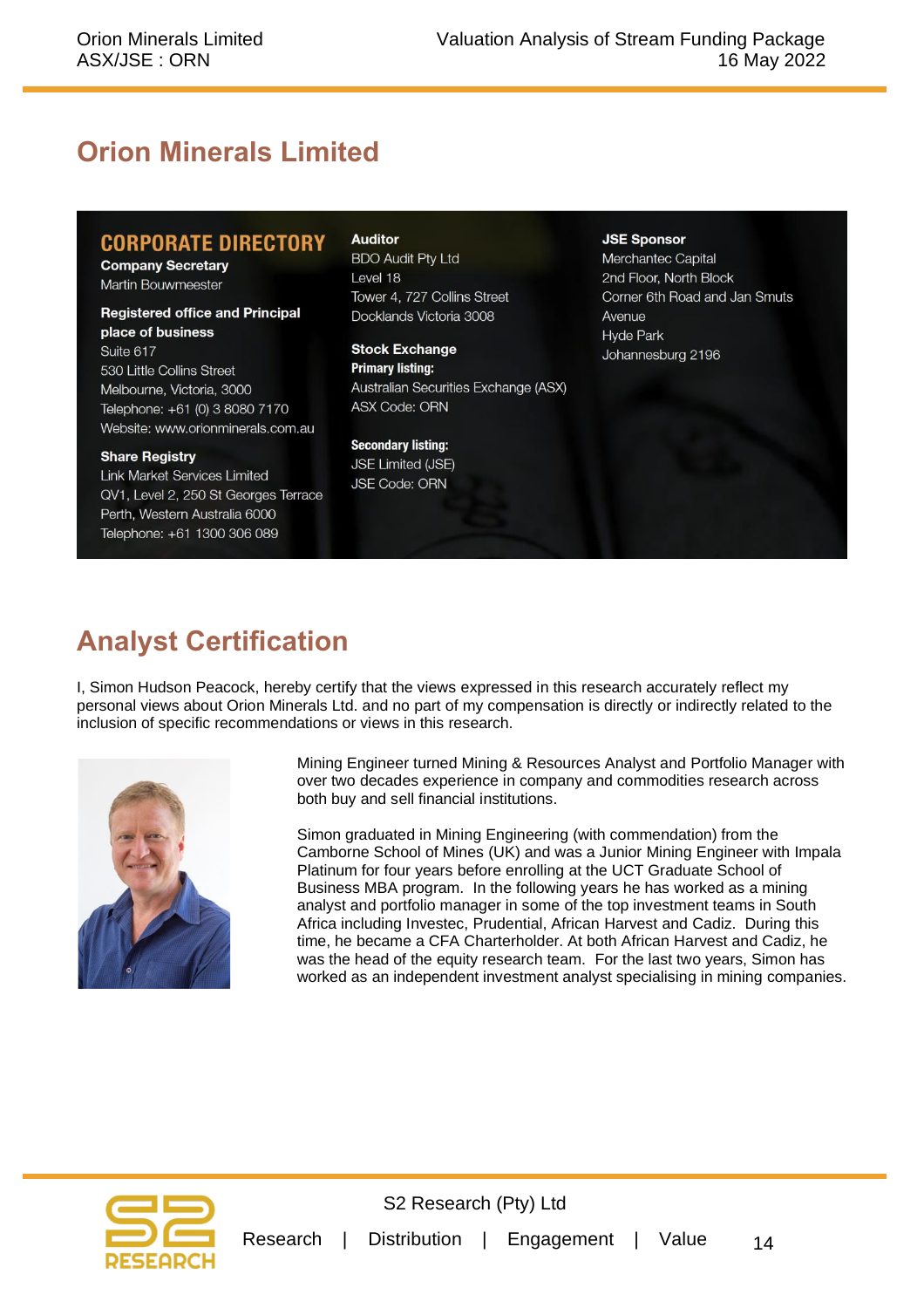# Orion Minerals Limited

## CORPORATE DIRECTORY

**Company Secretary**
Martin Bouwmeester

**Registered office and Principal place of business**
Suite 617
530 Little Collins Street
Melbourne, Victoria, 3000
Telephone: +61 (0) 3 8080 7170
Website: www.orionminerals.com.au

**Share Registry**
Link Market Services Limited
QV1, Level 2, 250 St Georges Terrace
Perth, Western Australia 6000
Telephone: +61 1300 306 089

**Auditor**
BDO Audit Pty Ltd
Level 18
Tower 4, 727 Collins Street
Docklands Victoria 3008

**Stock Exchange**
**Primary listing:**
Australian Securities Exchange (ASX)
ASX Code: ORN

**Secondary listing:**
JSE Limited (JSE)
JSE Code: ORN

**JSE Sponsor**
Merchantec Capital
2nd Floor, North Block
Corner 6th Road and Jan Smuts Avenue
Hyde Park
Johannesburg 2196

# Analyst Certification

I, Simon Hudson Peacock, hereby certify that the views expressed in this research accurately reflect my personal views about Orion Minerals Ltd. and no part of my compensation is directly or indirectly related to the inclusion of specific recommendations or views in this research.

Mining Engineer turned Mining & Resources Analyst and Portfolio Manager with over two decades experience in company and commodities research across both buy and sell financial institutions.

Simon graduated in Mining Engineering (with commendation) from the Camborne School of Mines (UK) and was a Junior Mining Engineer with Impala Platinum for four years before enrolling at the UCT Graduate School of Business MBA program. In the following years he has worked as a mining analyst and portfolio manager in some of the top investment teams in South Africa including Investec, Prudential, African Harvest and Cadiz. During this time, he became a CFA Charterholder. At both African Harvest and Cadiz, he was the head of the equity research team. For the last two years, Simon has worked as an independent investment analyst specialising in mining companies.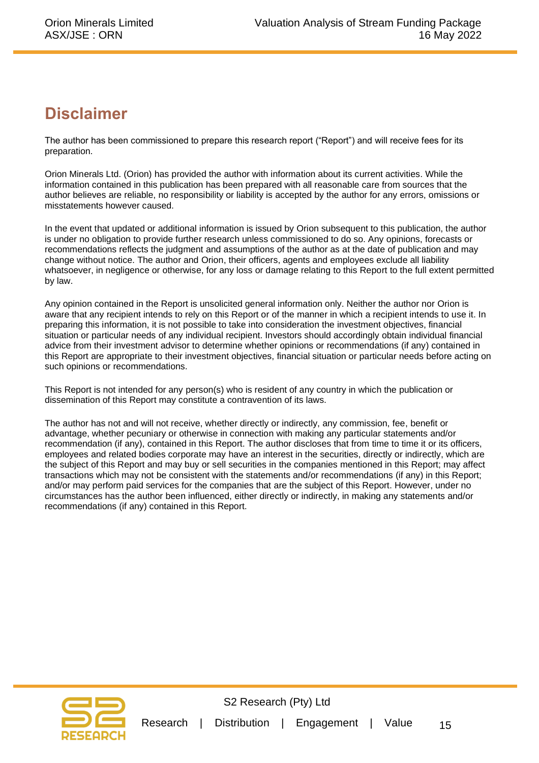# Disclaimer

The author has been commissioned to prepare this research report ("Report") and will receive fees for its preparation.

Orion Minerals Ltd. (Orion) has provided the author with information about its current activities. While the information contained in this publication has been prepared with all reasonable care from sources that the author believes are reliable, no responsibility or liability is accepted by the author for any errors, omissions or misstatements however caused.

In the event that updated or additional information is issued by Orion subsequent to this publication, the author is under no obligation to provide further research unless commissioned to do so. Any opinions, forecasts or recommendations reflects the judgment and assumptions of the author as at the date of publication and may change without notice. The author and Orion, their officers, agents and employees exclude all liability whatsoever, in negligence or otherwise, for any loss or damage relating to this Report to the full extent permitted by law.

Any opinion contained in the Report is unsolicited general information only. Neither the author nor Orion is aware that any recipient intends to rely on this Report or of the manner in which a recipient intends to use it. In preparing this information, it is not possible to take into consideration the investment objectives, financial situation or particular needs of any individual recipient. Investors should accordingly obtain individual financial advice from their investment advisor to determine whether opinions or recommendations (if any) contained in this Report are appropriate to their investment objectives, financial situation or particular needs before acting on such opinions or recommendations.

This Report is not intended for any person(s) who is resident of any country in which the publication or dissemination of this Report may constitute a contravention of its laws.

The author has not and will not receive, whether directly or indirectly, any commission, fee, benefit or advantage, whether pecuniary or otherwise in connection with making any particular statements and/or recommendation (if any), contained in this Report. The author discloses that from time to time it or its officers, employees and related bodies corporate may have an interest in the securities, directly or indirectly, which are the subject of this Report and may buy or sell securities in the companies mentioned in this Report; may affect transactions which may not be consistent with the statements and/or recommendations (if any) in this Report; and/or may perform paid services for the companies that are the subject of this Report. However, under no circumstances has the author been influenced, either directly or indirectly, in making any statements and/or recommendations (if any) contained in this Report.